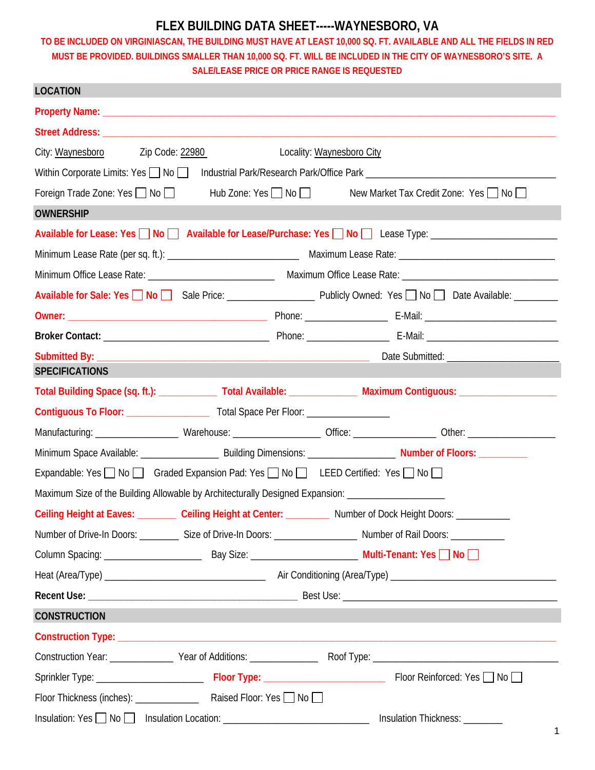# FLEX BUILDING DATA SHEET-----WAYNESBORO, VA

**TO BE INCLUDED ON VIRGINIASCAN, THE BUILDING MUST HAVE AT LEAST 10,000 SQ. FT. AVAILABLE AND ALL THE FIELDS IN RED MUST BE PROVIDED. BUILDINGS SMALLER THAN 10,000 SQ. FT. WILL BE INCLUDED IN THE CITY OF WAYNESBORO'S SITE. A SALE/LEASE PRICE OR PRICE RANGE IS REQUESTED**

## LOCATION

**Property Name:** ______________________________________________

**Street Address:** ______________________________________________

City: Waynesboro  Zip Code: 22980  Locality: Waynesboro City

Within Corporate Limits: Yes ☐ No ☐  Industrial Park/Research Park/Office Park ____________________

Foreign Trade Zone: Yes ☐ No ☐  Hub Zone: Yes ☐ No ☐  New Market Tax Credit Zone: Yes ☐ No ☐

## OWNERSHIP

**Available for Lease: Yes ☐ No ☐  Available for Lease/Purchase: Yes ☐ No ☐**  Lease Type: ____________

Minimum Lease Rate (per sq. ft.): ____________  Maximum Lease Rate: ____________

Minimum Office Lease Rate: ____________  Maximum Office Lease Rate: ____________

**Available for Sale: Yes ☐ No ☐**  Sale Price: ________  Publicly Owned: Yes ☐ No ☐  Date Available: ________

**Owner:** ____________________  Phone: ____________  E-Mail: ____________

**Broker Contact:** ____________________  Phone: ____________  E-Mail: ____________

**Submitted By:** ______________________________  Date Submitted: ____________

## SPECIFICATIONS

**Total Building Space (sq. ft.):** ________  **Total Available:** ________  **Maximum Contiguous:** ________

**Contiguous To Floor:** ________  Total Space Per Floor: ________

Manufacturing: ________  Warehouse: ________  Office: ________  Other: ________

Minimum Space Available: ________  Building Dimensions: ________  **Number of Floors:** ________

Expandable: Yes ☐ No ☐  Graded Expansion Pad: Yes ☐ No ☐  LEED Certified: Yes ☐ No ☐

Maximum Size of the Building Allowable by Architecturally Designed Expansion: ____________

**Ceiling Height at Eaves:** ________  **Ceiling Height at Center:** ________  Number of Dock Height Doors: ________

Number of Drive-In Doors: ________  Size of Drive-In Doors: ________  Number of Rail Doors: ________

Column Spacing: ____________  Bay Size: ____________  **Multi-Tenant: Yes ☐ No ☐**

Heat (Area/Type) ____________________  Air Conditioning (Area/Type) ____________________

**Recent Use:** ____________________  Best Use: ____________________

## CONSTRUCTION

**Construction Type:** ______________________________________________

Construction Year: ________  Year of Additions: ________  Roof Type: ____________

Sprinkler Type: ____________  **Floor Type:** ____________  Floor Reinforced: Yes ☐ No ☐

Floor Thickness (inches): ________  Raised Floor: Yes ☐ No ☐

Insulation: Yes ☐ No ☐  Insulation Location: ____________________  Insulation Thickness: ________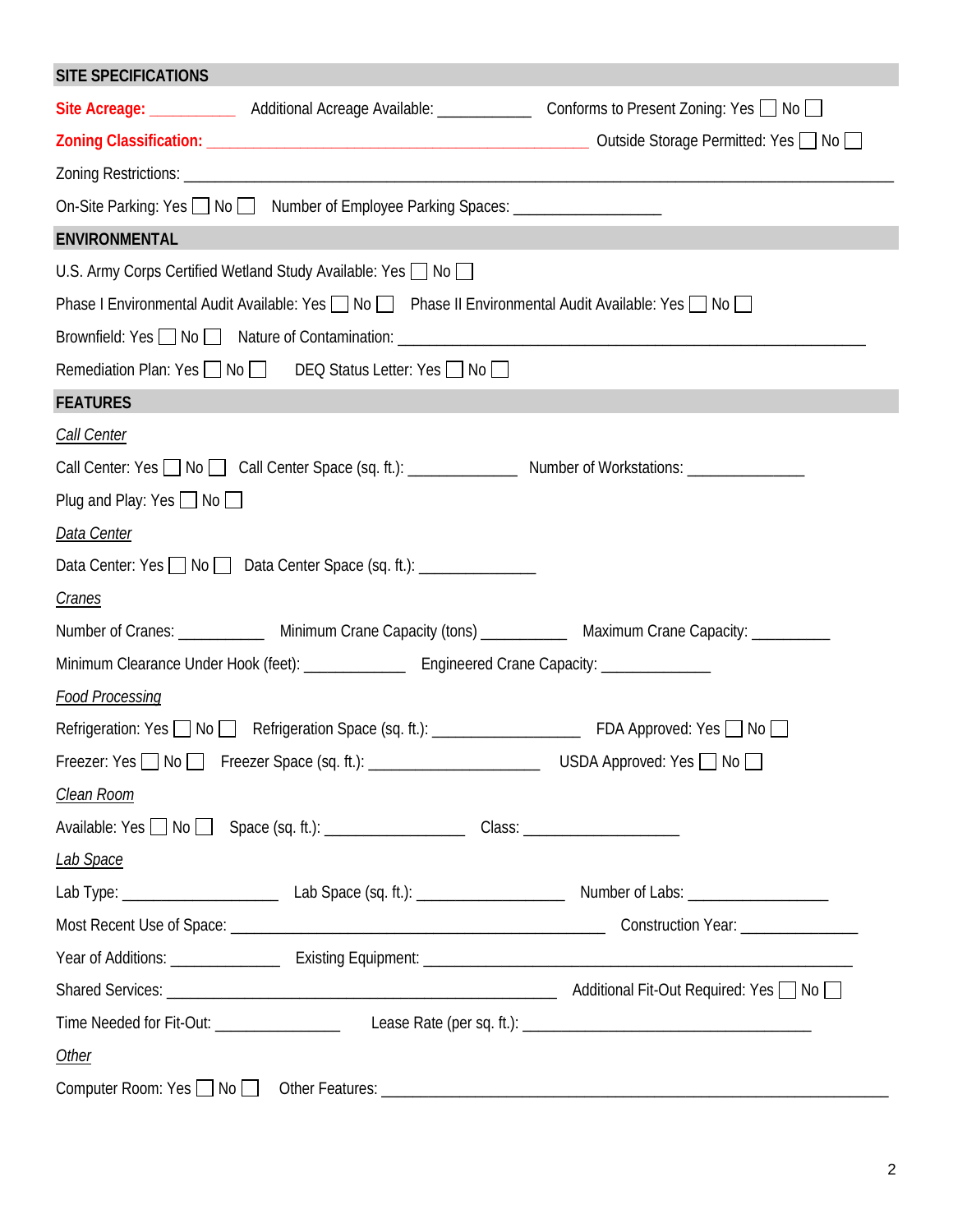## SITE SPECIFICATIONS

**Site Acreage:** ___________ Additional Acreage Available: ___________ Conforms to Present Zoning: Yes ☐ No ☐

**Zoning Classification:** ______________________________________________ Outside Storage Permitted: Yes ☐ No ☐

Zoning Restrictions: ________________________________________________________________________________

On-Site Parking: Yes ☐ No ☐ Number of Employee Parking Spaces: _________________

## ENVIRONMENTAL

U.S. Army Corps Certified Wetland Study Available: Yes ☐ No ☐

Phase I Environmental Audit Available: Yes ☐ No ☐ Phase II Environmental Audit Available: Yes ☐ No ☐

Brownfield: Yes ☐ No ☐ Nature of Contamination: _______________________________________________________

Remediation Plan: Yes ☐ No ☐ DEQ Status Letter: Yes ☐ No ☐

## FEATURES

*Call Center*

Call Center: Yes ☐ No ☐ Call Center Space (sq. ft.): _____________ Number of Workstations: ______________

Plug and Play: Yes ☐ No ☐

*Data Center*

Data Center: Yes ☐ No ☐ Data Center Space (sq. ft.): ______________

*Cranes*

Number of Cranes: __________ Minimum Crane Capacity (tons) __________ Maximum Crane Capacity: _________

Minimum Clearance Under Hook (feet): ____________ Engineered Crane Capacity: _____________

*Food Processing*

Refrigeration: Yes ☐ No ☐ Refrigeration Space (sq. ft.): _________________ FDA Approved: Yes ☐ No ☐

Freezer: Yes ☐ No ☐ Freezer Space (sq. ft.): ____________________ USDA Approved: Yes ☐ No ☐

*Clean Room*

Available: Yes ☐ No ☐ Space (sq. ft.): ________________ Class: __________________

*Lab Space*

Lab Type: __________________ Lab Space (sq. ft.): _________________ Number of Labs: ________________

Most Recent Use of Space: ___________________________________________ Construction Year: ______________

Year of Additions: _____________ Existing Equipment: __________________________________________________

Shared Services: _____________________________________________ Additional Fit-Out Required: Yes ☐ No ☐

Time Needed for Fit-Out: ______________ Lease Rate (per sq. ft.): _________________________________

*Other*

Computer Room: Yes ☐ No ☐ Other Features: ____________________________________________________________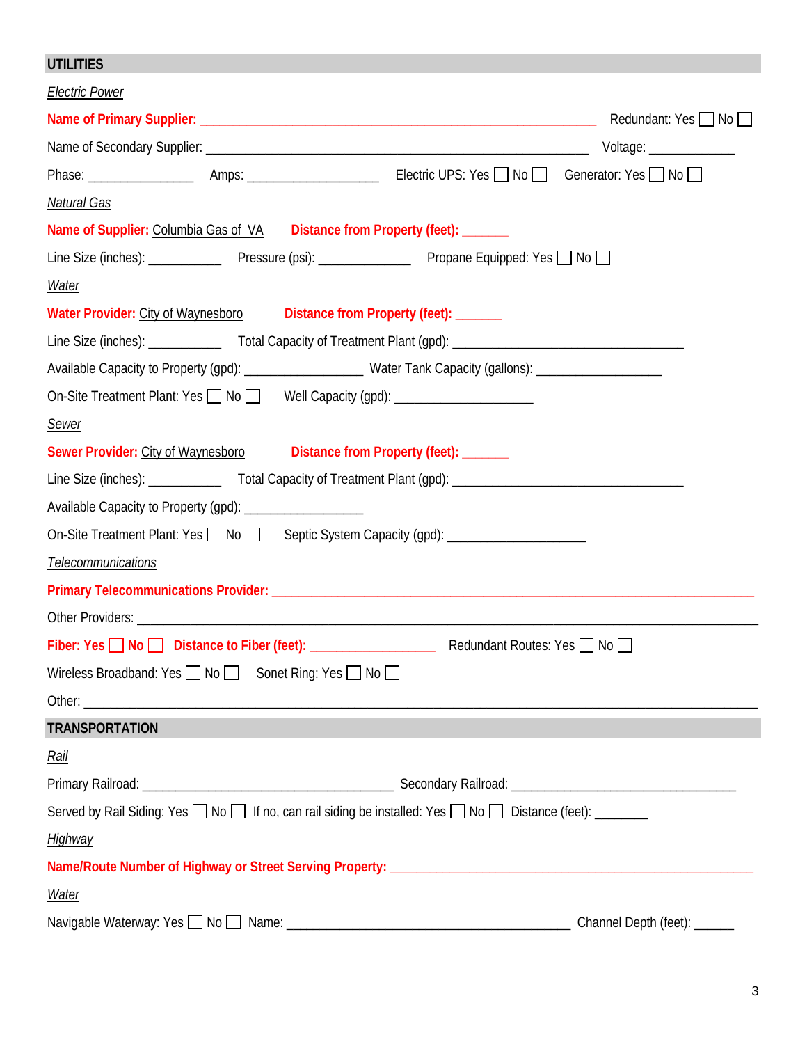## UTILITIES

*Electric Power*

**Name of Primary Supplier:** ____________________________________________ Redundant: Yes ☐ No ☐

Name of Secondary Supplier: ____________________________________________ Voltage: __________

Phase: ____________ Amps: _______________ Electric UPS: Yes ☐ No ☐ Generator: Yes ☐ No ☐

*Natural Gas*

**Name of Supplier:** Columbia Gas of VA **Distance from Property (feet):** ______

Line Size (inches): ________ Pressure (psi): __________ Propane Equipped: Yes ☐ No ☐

*Water*

**Water Provider:** City of Waynesboro **Distance from Property (feet):** ______

Line Size (inches): ________ Total Capacity of Treatment Plant (gpd): ___________________________

Available Capacity to Property (gpd): _____________ Water Tank Capacity (gallons): ______________

On-Site Treatment Plant: Yes ☐ No ☐ Well Capacity (gpd): ________________

*Sewer*

**Sewer Provider:** City of Waynesboro **Distance from Property (feet):** ______

Line Size (inches): ________ Total Capacity of Treatment Plant (gpd): ___________________________

Available Capacity to Property (gpd): _____________

On-Site Treatment Plant: Yes ☐ No ☐ Septic System Capacity (gpd): ________________

*Telecommunications*

**Primary Telecommunications Provider:** ________________________________________________________

Other Providers: ____________________________________________________________________________

**Fiber: Yes ☐ No ☐ Distance to Fiber (feet):** ______________ Redundant Routes: Yes ☐ No ☐

Wireless Broadband: Yes ☐ No ☐ Sonet Ring: Yes ☐ No ☐

Other: ______________________________________________________________________________________

## TRANSPORTATION

*Rail*

Primary Railroad: _____________________________ Secondary Railroad: __________________________

Served by Rail Siding: Yes ☐ No ☐ If no, can rail siding be installed: Yes ☐ No ☐ Distance (feet): _______

*Highway*

**Name/Route Number of Highway or Street Serving Property:** ________________________________________

*Water*

Navigable Waterway: Yes ☐ No ☐ Name: _________________________________ Channel Depth (feet): _____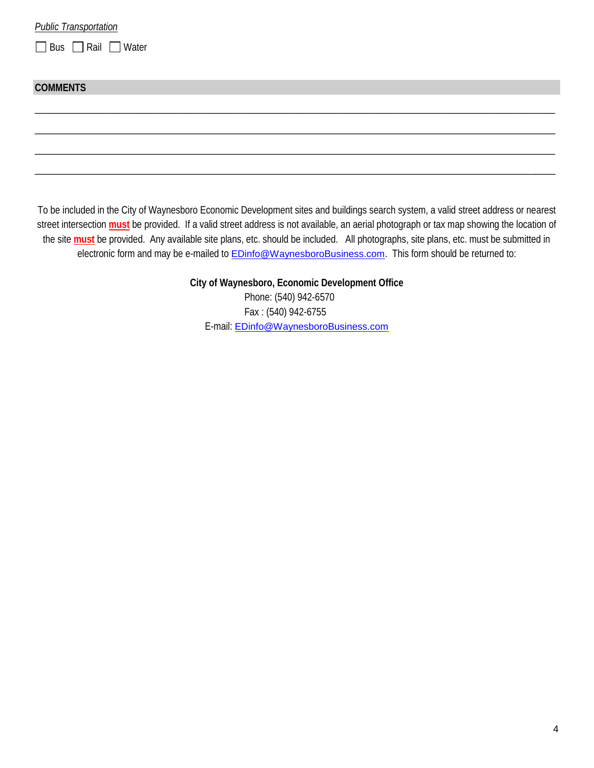*Public Transportation*

☐ Bus ☐ Rail ☐ Water

## COMMENTS

\_\_\_\_\_\_\_\_\_\_\_\_\_\_\_\_\_\_\_\_\_\_\_\_\_\_\_\_\_\_\_\_\_\_\_\_\_\_\_\_\_\_\_\_\_\_\_\_\_\_\_\_\_\_\_\_\_\_\_\_\_\_\_\_\_\_\_\_\_\_\_\_\_\_\_\_\_\_

\_\_\_\_\_\_\_\_\_\_\_\_\_\_\_\_\_\_\_\_\_\_\_\_\_\_\_\_\_\_\_\_\_\_\_\_\_\_\_\_\_\_\_\_\_\_\_\_\_\_\_\_\_\_\_\_\_\_\_\_\_\_\_\_\_\_\_\_\_\_\_\_\_\_\_\_\_\_

\_\_\_\_\_\_\_\_\_\_\_\_\_\_\_\_\_\_\_\_\_\_\_\_\_\_\_\_\_\_\_\_\_\_\_\_\_\_\_\_\_\_\_\_\_\_\_\_\_\_\_\_\_\_\_\_\_\_\_\_\_\_\_\_\_\_\_\_\_\_\_\_\_\_\_\_\_\_

\_\_\_\_\_\_\_\_\_\_\_\_\_\_\_\_\_\_\_\_\_\_\_\_\_\_\_\_\_\_\_\_\_\_\_\_\_\_\_\_\_\_\_\_\_\_\_\_\_\_\_\_\_\_\_\_\_\_\_\_\_\_\_\_\_\_\_\_\_\_\_\_\_\_\_\_\_\_

To be included in the City of Waynesboro Economic Development sites and buildings search system, a valid street address or nearest street intersection **must** be provided. If a valid street address is not available, an aerial photograph or tax map showing the location of the site **must** be provided. Any available site plans, etc. should be included. All photographs, site plans, etc. must be submitted in electronic form and may be e-mailed to EDinfo@WaynesboroBusiness.com. This form should be returned to:

**City of Waynesboro, Economic Development Office**
Phone: (540) 942-6570
Fax : (540) 942-6755
E-mail: EDinfo@WaynesboroBusiness.com